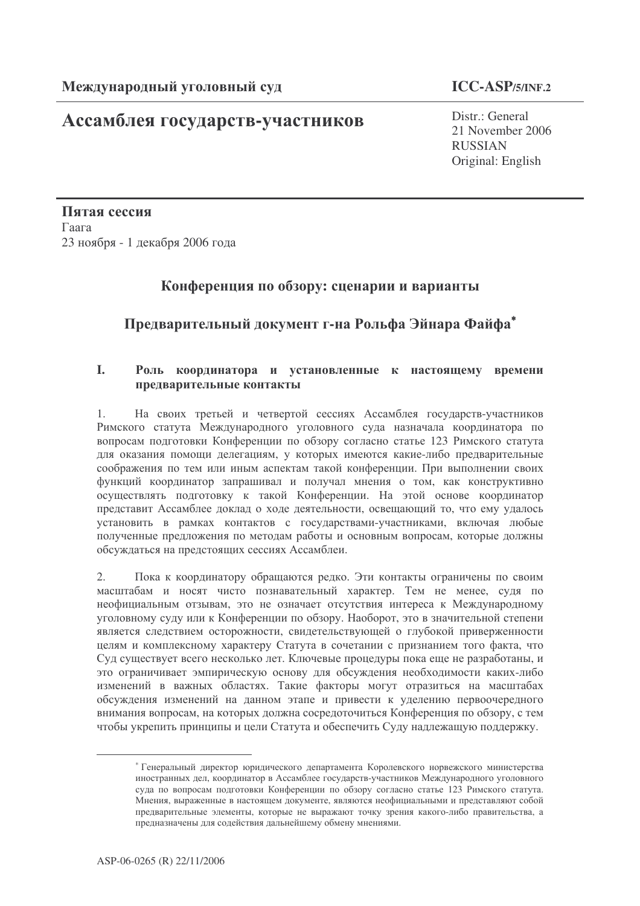**Международный уголовный суд**

**ICC-ASP/5/INF.2**

# Ассамблея государств-участников

Distr.: General
21 November 2006
RUSSIAN
Original: English

**Пятая сессия**
Гаага
23 ноября - 1 декабря 2006 года

## Конференция по обзору: сценарии и варианты

## Предварительный документ г-на Рольфа Эйнара Файфа[*]

### I. Роль координатора и установленные к настоящему времени предварительные контакты

1. На своих третьей и четвертой сессиях Ассамблея государств-участников Римского статута Международного уголовного суда назначала координатора по вопросам подготовки Конференции по обзору согласно статье 123 Римского статута для оказания помощи делегациям, у которых имеются какие-либо предварительные соображения по тем или иным аспектам такой конференции. При выполнении своих функций координатор запрашивал и получал мнения о том, как конструктивно осуществлять подготовку к такой Конференции. На этой основе координатор представит Ассамблее доклад о ходе деятельности, освещающий то, что ему удалось установить в рамках контактов с государствами-участниками, включая любые полученные предложения по методам работы и основным вопросам, которые должны обсуждаться на предстоящих сессиях Ассамблеи.

2. Пока к координатору обращаются редко. Эти контакты ограничены по своим масштабам и носят чисто познавательный характер. Тем не менее, судя по неофициальным отзывам, это не означает отсутствия интереса к Международному уголовному суду или к Конференции по обзору. Наоборот, это в значительной степени является следствием осторожности, свидетельствующей о глубокой приверженности целям и комплексному характеру Статута в сочетании с признанием того факта, что Суд существует всего несколько лет. Ключевые процедуры пока еще не разработаны, и это ограничивает эмпирическую основу для обсуждения необходимости каких-либо изменений в важных областях. Такие факторы могут отразиться на масштабах обсуждения изменений на данном этапе и привести к уделению первоочередного внимания вопросам, на которых должна сосредоточиться Конференция по обзору, с тем чтобы укрепить принципы и цели Статута и обеспечить Суду надлежащую поддержку.

---

[*] Генеральный директор юридического департамента Королевского норвежского министерства иностранных дел, координатор в Ассамблее государств-участников Международного уголовного суда по вопросам подготовки Конференции по обзору согласно статье 123 Римского статута. Мнения, выраженные в настоящем документе, являются неофициальными и представляют собой предварительные элементы, которые не выражают точку зрения какого-либо правительства, а предназначены для содействия дальнейшему обмену мнениями.

ASP-06-0265 (R) 22/11/2006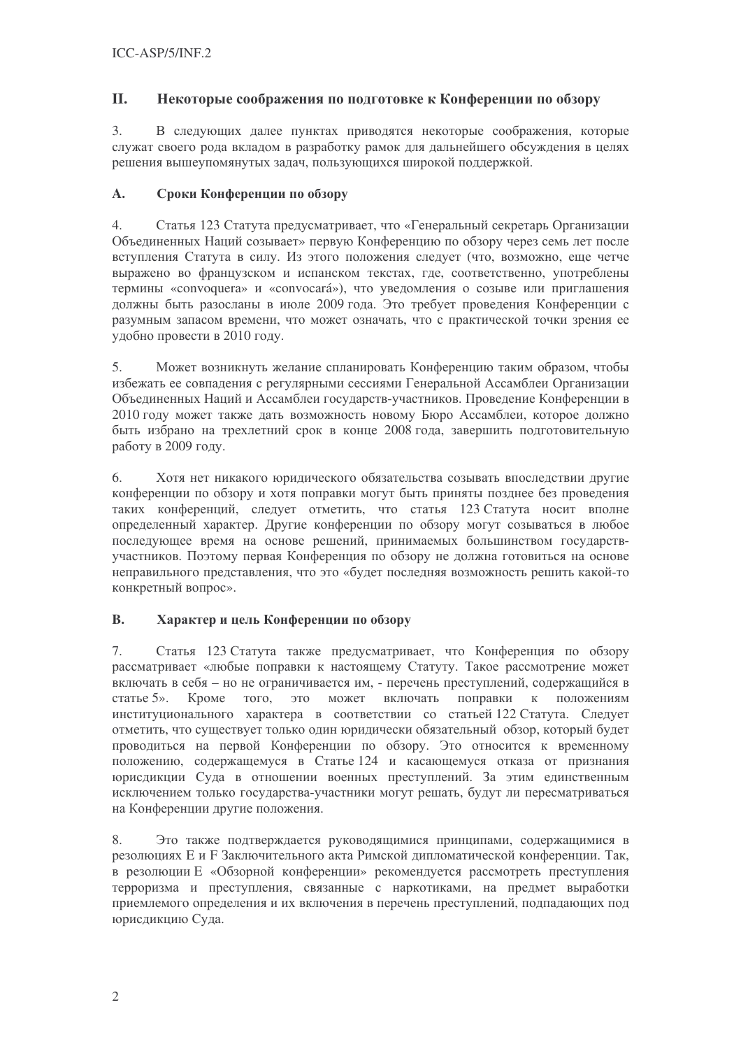## II. Некоторые соображения по подготовке к Конференции по обзору

3. В следующих далее пунктах приводятся некоторые соображения, которые служат своего рода вкладом в разработку рамок для дальнейшего обсуждения в целях решения вышеупомянутых задач, пользующихся широкой поддержкой.

### A. Сроки Конференции по обзору

4. Статья 123 Статута предусматривает, что «Генеральный секретарь Организации Объединенных Наций созывает» первую Конференцию по обзору через семь лет после вступления Статута в силу. Из этого положения следует (что, возможно, еще четче выражено во французском и испанском текстах, где, соответственно, употреблены термины «convoquera» и «convocará»), что уведомления о созыве или приглашения должны быть разосланы в июле 2009 года. Это требует проведения Конференции с разумным запасом времени, что может означать, что с практической точки зрения ее удобно провести в 2010 году.

5. Может возникнуть желание спланировать Конференцию таким образом, чтобы избежать ее совпадения с регулярными сессиями Генеральной Ассамблеи Организации Объединенных Наций и Ассамблеи государств-участников. Проведение Конференции в 2010 году может также дать возможность новому Бюро Ассамблеи, которое должно быть избрано на трехлетний срок в конце 2008 года, завершить подготовительную работу в 2009 году.

6. Хотя нет никакого юридического обязательства созывать впоследствии другие конференции по обзору и хотя поправки могут быть приняты позднее без проведения таких конференций, следует отметить, что статья 123 Статута носит вполне определенный характер. Другие конференции по обзору могут созываться в любое последующее время на основе решений, принимаемых большинством государств-участников. Поэтому первая Конференция по обзору не должна готовиться на основе неправильного представления, что это «будет последняя возможность решить какой-то конкретный вопрос».

### B. Характер и цель Конференции по обзору

7. Статья 123 Статута также предусматривает, что Конференция по обзору рассматривает «любые поправки к настоящему Статуту. Такое рассмотрение может включать в себя – но не ограничивается им, - перечень преступлений, содержащийся в статье 5». Кроме того, это может включать поправки к положениям институционального характера в соответствии со статьей 122 Статута. Следует отметить, что существует только один юридически обязательный обзор, который будет проводиться на первой Конференции по обзору. Это относится к временному положению, содержащемуся в Статье 124 и касающемуся отказа от признания юрисдикции Суда в отношении военных преступлений. За этим единственным исключением только государства-участники могут решать, будут ли пересматриваться на Конференции другие положения.

8. Это также подтверждается руководящимися принципами, содержащимися в резолюциях E и F Заключительного акта Римской дипломатической конференции. Так, в резолюции E «Обзорной конференции» рекомендуется рассмотреть преступления терроризма и преступления, связанные с наркотиками, на предмет выработки приемлемого определения и их включения в перечень преступлений, подпадающих под юрисдикцию Суда.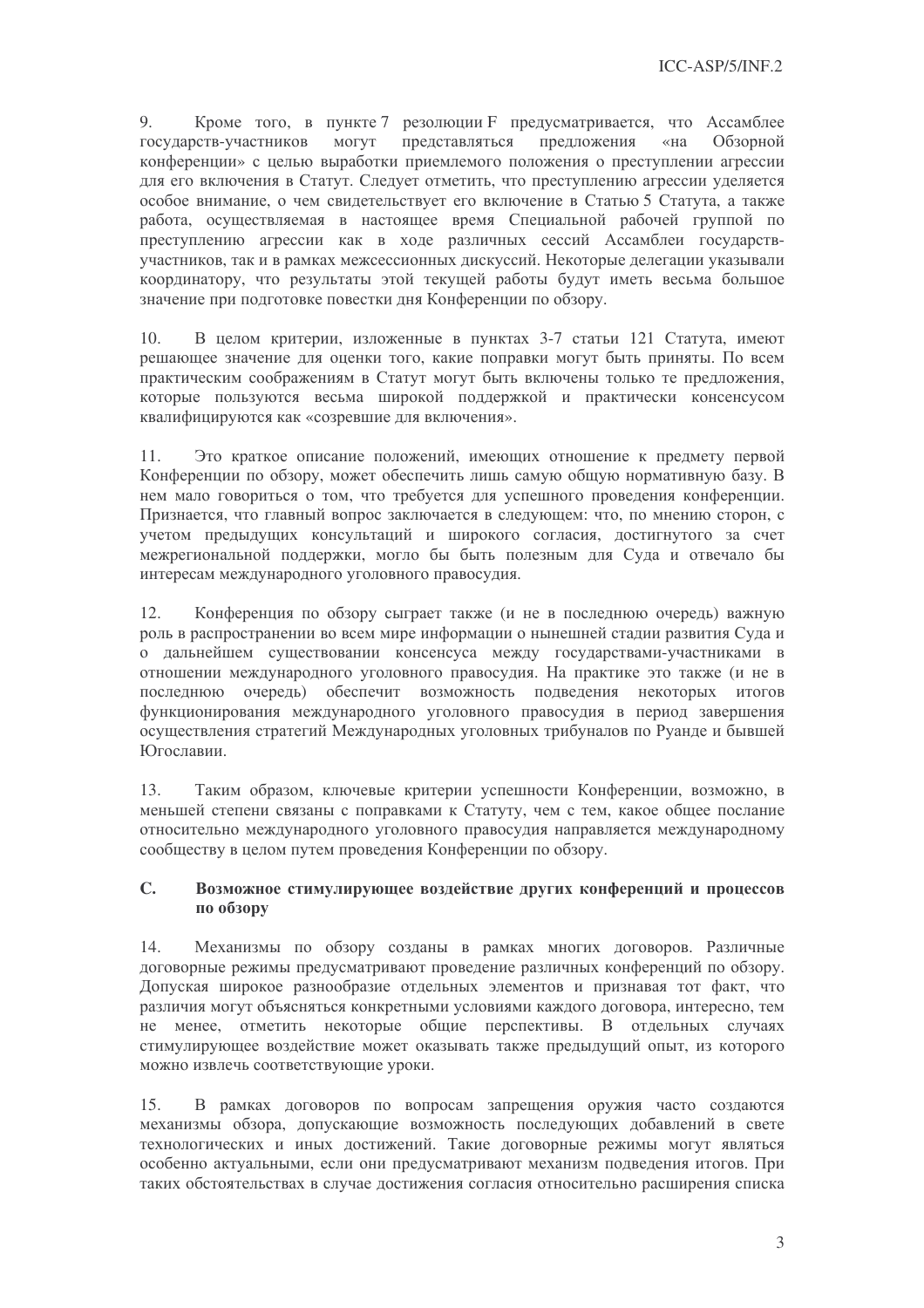9. Кроме того, в пункте 7 резолюции F предусматривается, что Ассамблее государств-участников могут представляться предложения «на Обзорной конференции» с целью выработки приемлемого положения о преступлении агрессии для его включения в Статут. Следует отметить, что преступлению агрессии уделяется особое внимание, о чем свидетельствует его включение в Статью 5 Статута, а также работа, осуществляемая в настоящее время Специальной рабочей группой по преступлению агрессии как в ходе различных сессий Ассамблеи государств-участников, так и в рамках межсессионных дискуссий. Некоторые делегации указывали координатору, что результаты этой текущей работы будут иметь весьма большое значение при подготовке повестки дня Конференции по обзору.

10. В целом критерии, изложенные в пунктах 3-7 статьи 121 Статута, имеют решающее значение для оценки того, какие поправки могут быть приняты. По всем практическим соображениям в Статут могут быть включены только те предложения, которые пользуются весьма широкой поддержкой и практически консенсусом квалифицируются как «созревшие для включения».

11. Это краткое описание положений, имеющих отношение к предмету первой Конференции по обзору, может обеспечить лишь самую общую нормативную базу. В нем мало говориться о том, что требуется для успешного проведения конференции. Признается, что главный вопрос заключается в следующем: что, по мнению сторон, с учетом предыдущих консультаций и широкого согласия, достигнутого за счет межрегиональной поддержки, могло бы быть полезным для Суда и отвечало бы интересам международного уголовного правосудия.

12. Конференция по обзору сыграет также (и не в последнюю очередь) важную роль в распространении во всем мире информации о нынешней стадии развития Суда и о дальнейшем существовании консенсуса между государствами-участниками в отношении международного уголовного правосудия. На практике это также (и не в последнюю очередь) обеспечит возможность подведения некоторых итогов функционирования международного уголовного правосудия в период завершения осуществления стратегий Международных уголовных трибуналов по Руанде и бывшей Югославии.

13. Таким образом, ключевые критерии успешности Конференции, возможно, в меньшей степени связаны с поправками к Статуту, чем с тем, какое общее послание относительно международного уголовного правосудия направляется международному сообществу в целом путем проведения Конференции по обзору.

### C. Возможное стимулирующее воздействие других конференций и процессов по обзору

14. Механизмы по обзору созданы в рамках многих договоров. Различные договорные режимы предусматривают проведение различных конференций по обзору. Допуская широкое разнообразие отдельных элементов и признавая тот факт, что различия могут объясняться конкретными условиями каждого договора, интересно, тем не менее, отметить некоторые общие перспективы. В отдельных случаях стимулирующее воздействие может оказывать также предыдущий опыт, из которого можно извлечь соответствующие уроки.

15. В рамках договоров по вопросам запрещения оружия часто создаются механизмы обзора, допускающие возможность последующих добавлений в свете технологических и иных достижений. Такие договорные режимы могут являться особенно актуальными, если они предусматривают механизм подведения итогов. При таких обстоятельствах в случае достижения согласия относительно расширения списка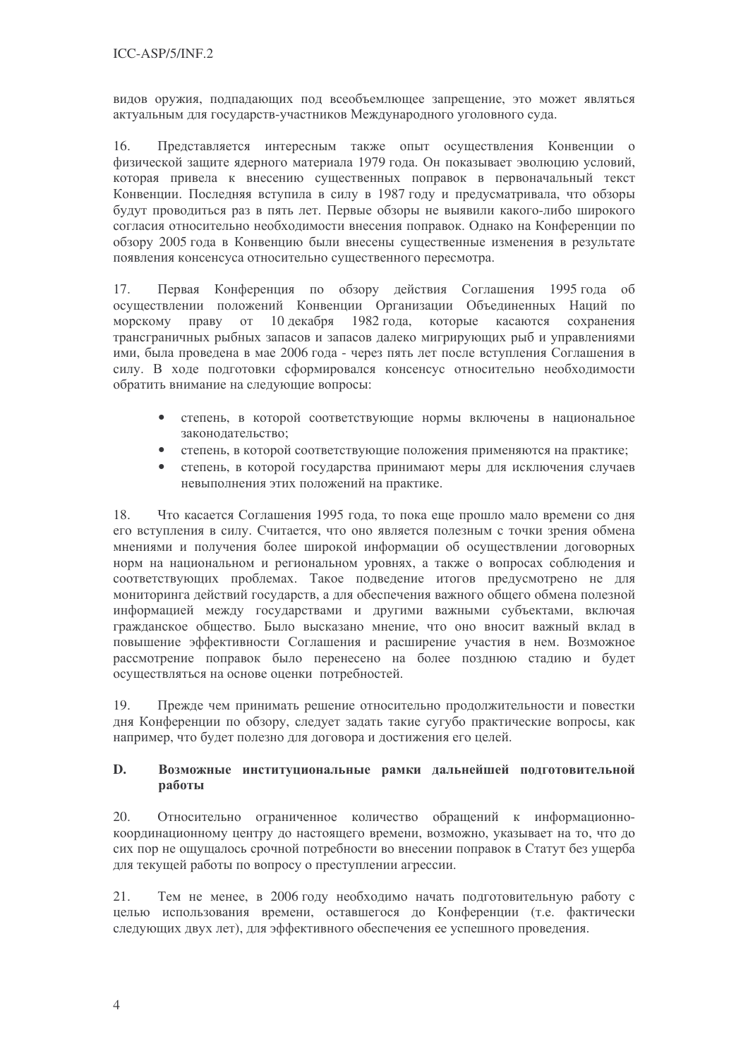видов оружия, подпадающих под всеобъемлющее запрещение, это может являться актуальным для государств-участников Международного уголовного суда.

16. Представляется интересным также опыт осуществления Конвенции о физической защите ядерного материала 1979 года. Он показывает эволюцию условий, которая привела к внесению существенных поправок в первоначальный текст Конвенции. Последняя вступила в силу в 1987 году и предусматривала, что обзоры будут проводиться раз в пять лет. Первые обзоры не выявили какого-либо широкого согласия относительно необходимости внесения поправок. Однако на Конференции по обзору 2005 года в Конвенцию были внесены существенные изменения в результате появления консенсуса относительно существенного пересмотра.

17. Первая Конференция по обзору действия Соглашения 1995 года об осуществлении положений Конвенции Организации Объединенных Наций по морскому праву от 10 декабря 1982 года, которые касаются сохранения трансграничных рыбных запасов и запасов далеко мигрирующих рыб и управлениями ими, была проведена в мае 2006 года - через пять лет после вступления Соглашения в силу. В ходе подготовки сформировался консенсус относительно необходимости обратить внимание на следующие вопросы:

- степень, в которой соответствующие нормы включены в национальное законодательство;
- степень, в которой соответствующие положения применяются на практике;
- степень, в которой государства принимают меры для исключения случаев невыполнения этих положений на практике.

18. Что касается Соглашения 1995 года, то пока еще прошло мало времени со дня его вступления в силу. Считается, что оно является полезным с точки зрения обмена мнениями и получения более широкой информации об осуществлении договорных норм на национальном и региональном уровнях, а также о вопросах соблюдения и соответствующих проблемах. Такое подведение итогов предусмотрено не для мониторинга действий государств, а для обеспечения важного общего обмена полезной информацией между государствами и другими важными субъектами, включая гражданское общество. Было высказано мнение, что оно вносит важный вклад в повышение эффективности Соглашения и расширение участия в нем. Возможное рассмотрение поправок было перенесено на более позднюю стадию и будет осуществляться на основе оценки потребностей.

19. Прежде чем принимать решение относительно продолжительности и повестки дня Конференции по обзору, следует задать такие сугубо практические вопросы, как например, что будет полезно для договора и достижения его целей.

## D. Возможные институциональные рамки дальнейшей подготовительной работы

20. Относительно ограниченное количество обращений к информационно-координационному центру до настоящего времени, возможно, указывает на то, что до сих пор не ощущалось срочной потребности во внесении поправок в Статут без ущерба для текущей работы по вопросу о преступлении агрессии.

21. Тем не менее, в 2006 году необходимо начать подготовительную работу с целью использования времени, оставшегося до Конференции (т.е. фактически следующих двух лет), для эффективного обеспечения ее успешного проведения.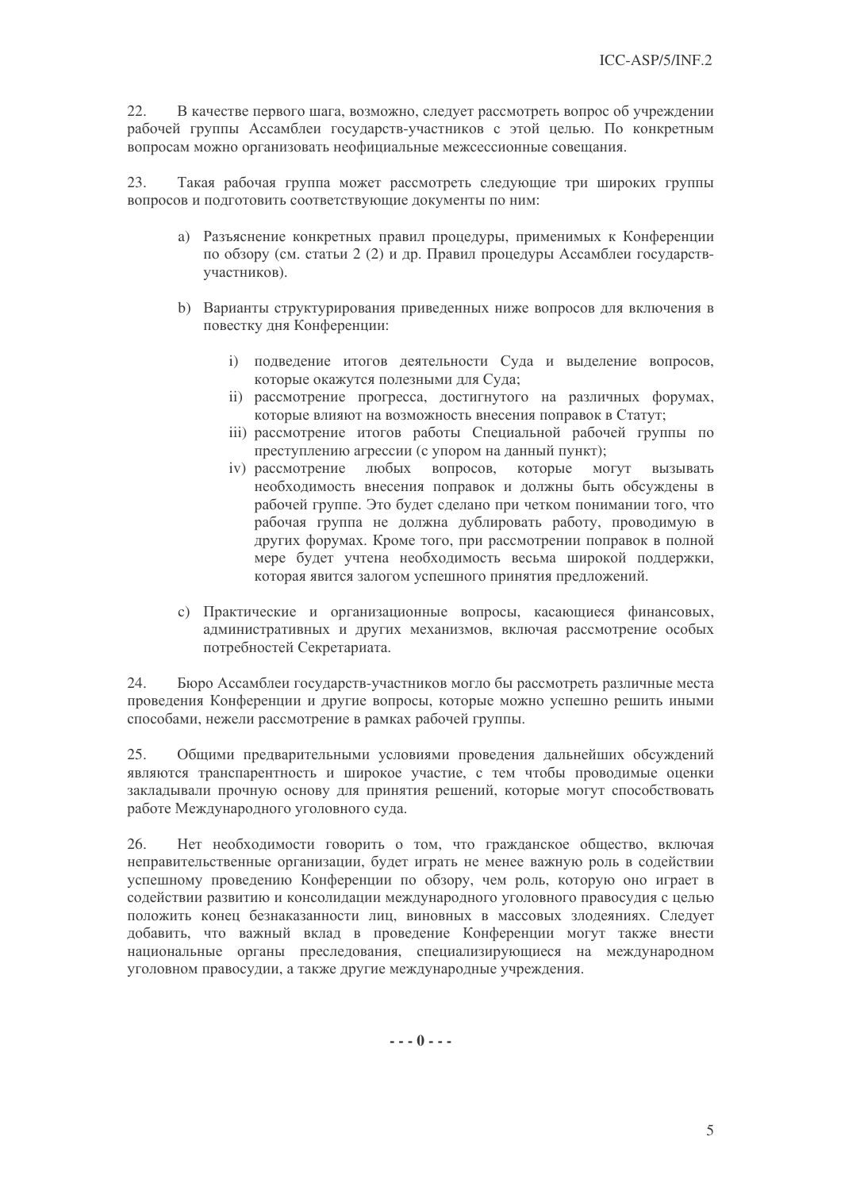22. В качестве первого шага, возможно, следует рассмотреть вопрос об учреждении рабочей группы Ассамблеи государств-участников с этой целью. По конкретным вопросам можно организовать неофициальные межсессионные совещания.

23. Такая рабочая группа может рассмотреть следующие три широких группы вопросов и подготовить соответствующие документы по ним:

a) Разъяснение конкретных правил процедуры, применимых к Конференции по обзору (см. статьи 2 (2) и др. Правил процедуры Ассамблеи государств-участников).

b) Варианты структурирования приведенных ниже вопросов для включения в повестку дня Конференции:

   i) подведение итогов деятельности Суда и выделение вопросов, которые окажутся полезными для Суда;
   ii) рассмотрение прогресса, достигнутого на различных форумах, которые влияют на возможность внесения поправок в Статут;
   iii) рассмотрение итогов работы Специальной рабочей группы по преступлению агрессии (с упором на данный пункт);
   iv) рассмотрение любых вопросов, которые могут вызывать необходимость внесения поправок и должны быть обсуждены в рабочей группе. Это будет сделано при четком понимании того, что рабочая группа не должна дублировать работу, проводимую в других форумах. Кроме того, при рассмотрении поправок в полной мере будет учтена необходимость весьма широкой поддержки, которая явится залогом успешного принятия предложений.

c) Практические и организационные вопросы, касающиеся финансовых, административных и других механизмов, включая рассмотрение особых потребностей Секретариата.

24. Бюро Ассамблеи государств-участников могло бы рассмотреть различные места проведения Конференции и другие вопросы, которые можно успешно решить иными способами, нежели рассмотрение в рамках рабочей группы.

25. Общими предварительными условиями проведения дальнейших обсуждений являются транспарентность и широкое участие, с тем чтобы проводимые оценки закладывали прочную основу для принятия решений, которые могут способствовать работе Международного уголовного суда.

26. Нет необходимости говорить о том, что гражданское общество, включая неправительственные организации, будет играть не менее важную роль в содействии успешному проведению Конференции по обзору, чем роль, которую оно играет в содействии развитию и консолидации международного уголовного правосудия с целью положить конец безнаказанности лиц, виновных в массовых злодеяниях. Следует добавить, что важный вклад в проведение Конференции могут также внести национальные органы преследования, специализирующиеся на международном уголовном правосудии, а также другие международные учреждения.

--- 0 ---